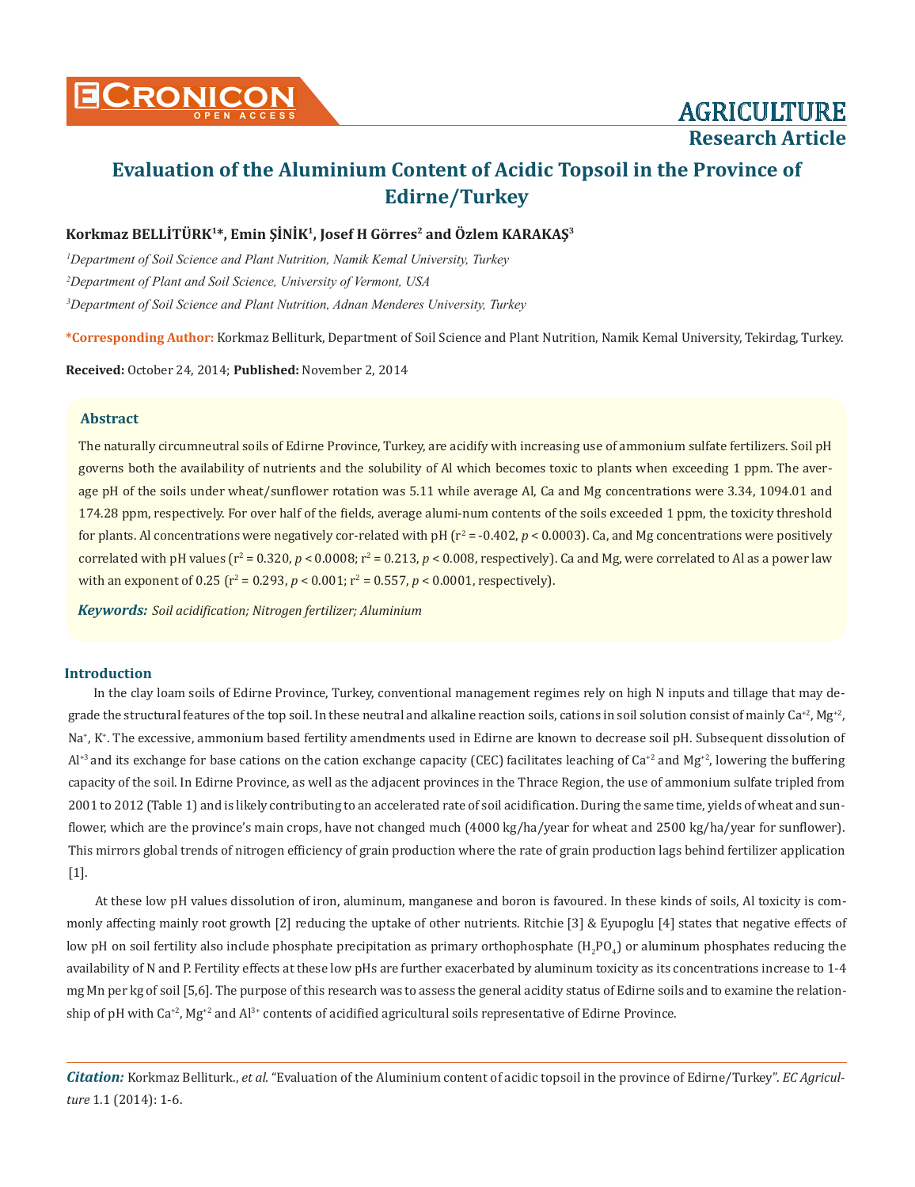AGRICULTURE
**Research Article**

# Evaluation of the Aluminium Content of Acidic Topsoil in the Province of Edirne/Turkey

**Korkmaz BELLİTÜRK[1]*, Emin ŞİNİK[1], Josef H Görres[2] and Özlem KARAKAŞ[3]**

[1]*Department of Soil Science and Plant Nutrition, Namik Kemal University, Turkey*

[2]*Department of Plant and Soil Science, University of Vermont, USA*

[3]*Department of Soil Science and Plant Nutrition, Adnan Menderes University, Turkey*

**\*Corresponding Author:** Korkmaz Belliturk, Department of Soil Science and Plant Nutrition, Namik Kemal University, Tekirdag, Turkey.

**Received:** October 24, 2014; **Published:** November 2, 2014

## Abstract

The naturally circumneutral soils of Edirne Province, Turkey, are acidify with increasing use of ammonium sulfate fertilizers. Soil pH governs both the availability of nutrients and the solubility of Al which becomes toxic to plants when exceeding 1 ppm. The average pH of the soils under wheat/sunflower rotation was 5.11 while average Al, Ca and Mg concentrations were 3.34, 1094.01 and 174.28 ppm, respectively. For over half of the fields, average alumi-num contents of the soils exceeded 1 ppm, the toxicity threshold for plants. Al concentrations were negatively cor-related with pH ($r^2 = -0.402$, $p < 0.0003$). Ca, and Mg concentrations were positively correlated with pH values ($r^2 = 0.320$, $p < 0.0008$; $r^2 = 0.213$, $p < 0.008$, respectively). Ca and Mg, were correlated to Al as a power law with an exponent of 0.25 ($r^2 = 0.293$, $p < 0.001$; $r^2 = 0.557$, $p < 0.0001$, respectively).

***Keywords:*** *Soil acidification; Nitrogen fertilizer; Aluminium*

## Introduction

In the clay loam soils of Edirne Province, Turkey, conventional management regimes rely on high N inputs and tillage that may degrade the structural features of the top soil. In these neutral and alkaline reaction soils, cations in soil solution consist of mainly $Ca^{+2}$, $Mg^{+2}$, $Na^{+}$, $K^{+}$. The excessive, ammonium based fertility amendments used in Edirne are known to decrease soil pH. Subsequent dissolution of $Al^{+3}$ and its exchange for base cations on the cation exchange capacity (CEC) facilitates leaching of $Ca^{+2}$ and $Mg^{+2}$, lowering the buffering capacity of the soil. In Edirne Province, as well as the adjacent provinces in the Thrace Region, the use of ammonium sulfate tripled from 2001 to 2012 (Table 1) and is likely contributing to an accelerated rate of soil acidification. During the same time, yields of wheat and sunflower, which are the province's main crops, have not changed much (4000 kg/ha/year for wheat and 2500 kg/ha/year for sunflower). This mirrors global trends of nitrogen efficiency of grain production where the rate of grain production lags behind fertilizer application [1].

At these low pH values dissolution of iron, aluminum, manganese and boron is favoured. In these kinds of soils, Al toxicity is commonly affecting mainly root growth [2] reducing the uptake of other nutrients. Ritchie [3] & Eyupoglu [4] states that negative effects of low pH on soil fertility also include phosphate precipitation as primary orthophosphate ($H_2PO_4$) or aluminum phosphates reducing the availability of N and P. Fertility effects at these low pHs are further exacerbated by aluminum toxicity as its concentrations increase to 1-4 mg Mn per kg of soil [5,6]. The purpose of this research was to assess the general acidity status of Edirne soils and to examine the relationship of pH with $Ca^{+2}$, $Mg^{+2}$ and $Al^{3+}$ contents of acidified agricultural soils representative of Edirne Province.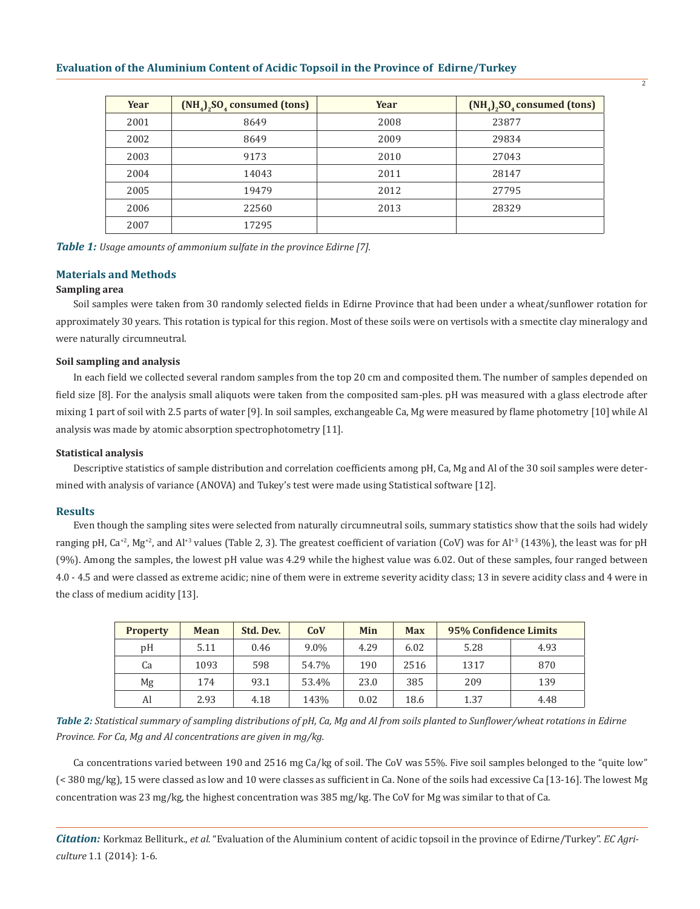| Year | $(NH_4)_2SO_4$ consumed (tons) | Year | $(NH_4)_2SO_4$ consumed (tons) |
|---|---|---|---|
| 2001 | 8649 | 2008 | 23877 |
| 2002 | 8649 | 2009 | 29834 |
| 2003 | 9173 | 2010 | 27043 |
| 2004 | 14043 | 2011 | 28147 |
| 2005 | 19479 | 2012 | 27795 |
| 2006 | 22560 | 2013 | 28329 |
| 2007 | 17295 | | |

***Table 1:*** *Usage amounts of ammonium sulfate in the province Edirne [7].*

## Materials and Methods

### Sampling area

Soil samples were taken from 30 randomly selected fields in Edirne Province that had been under a wheat/sunflower rotation for approximately 30 years. This rotation is typical for this region. Most of these soils were on vertisols with a smectite clay mineralogy and were naturally circumneutral.

### Soil sampling and analysis

In each field we collected several random samples from the top 20 cm and composited them. The number of samples depended on field size [8]. For the analysis small aliquots were taken from the composited sam-ples. pH was measured with a glass electrode after mixing 1 part of soil with 2.5 parts of water [9]. In soil samples, exchangeable Ca, Mg were measured by flame photometry [10] while Al analysis was made by atomic absorption spectrophotometry [11].

### Statistical analysis

Descriptive statistics of sample distribution and correlation coefficients among pH, Ca, Mg and Al of the 30 soil samples were determined with analysis of variance (ANOVA) and Tukey's test were made using Statistical software [12].

## Results

Even though the sampling sites were selected from naturally circumneutral soils, summary statistics show that the soils had widely ranging pH, $Ca^{+2}$, $Mg^{+2}$, and $Al^{+3}$ values (Table 2, 3). The greatest coefficient of variation (CoV) was for $Al^{+3}$ (143%), the least was for pH (9%). Among the samples, the lowest pH value was 4.29 while the highest value was 6.02. Out of these samples, four ranged between 4.0 - 4.5 and were classed as extreme acidic; nine of them were in extreme severity acidity class; 13 in severe acidity class and 4 were in the class of medium acidity [13].

| Property | Mean | Std. Dev. | CoV | Min | Max | 95% Confidence Limits | |
|---|---|---|---|---|---|---|---|
| pH | 5.11 | 0.46 | 9.0% | 4.29 | 6.02 | 5.28 | 4.93 |
| Ca | 1093 | 598 | 54.7% | 190 | 2516 | 1317 | 870 |
| Mg | 174 | 93.1 | 53.4% | 23.0 | 385 | 209 | 139 |
| Al | 2.93 | 4.18 | 143% | 0.02 | 18.6 | 1.37 | 4.48 |

***Table 2:*** *Statistical summary of sampling distributions of pH, Ca, Mg and Al from soils planted to Sunflower/wheat rotations in Edirne Province. For Ca, Mg and Al concentrations are given in mg/kg.*

Ca concentrations varied between 190 and 2516 mg Ca/kg of soil. The CoV was 55%. Five soil samples belonged to the "quite low" (< 380 mg/kg), 15 were classed as low and 10 were classes as sufficient in Ca. None of the soils had excessive Ca [13-16]. The lowest Mg concentration was 23 mg/kg, the highest concentration was 385 mg/kg. The CoV for Mg was similar to that of Ca.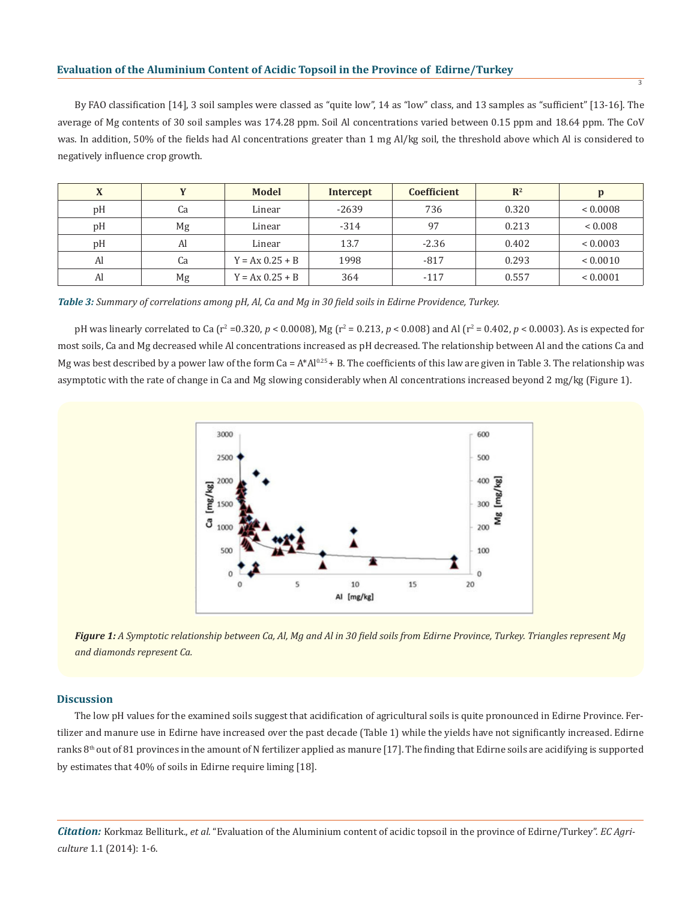By FAO classification [14], 3 soil samples were classed as "quite low", 14 as "low" class, and 13 samples as "sufficient" [13-16]. The average of Mg contents of 30 soil samples was 174.28 ppm. Soil Al concentrations varied between 0.15 ppm and 18.64 ppm. The CoV was. In addition, 50% of the fields had Al concentrations greater than 1 mg Al/kg soil, the threshold above which Al is considered to negatively influence crop growth.

| X | Y | Model | Intercept | Coefficient | $R^2$ | p |
|---|---|---|---|---|---|---|
| pH | Ca | Linear | -2639 | 736 | 0.320 | < 0.0008 |
| pH | Mg | Linear | -314 | 97 | 0.213 | < 0.008 |
| pH | Al | Linear | 13.7 | -2.36 | 0.402 | < 0.0003 |
| Al | Ca | Y = Ax 0.25 + B | 1998 | -817 | 0.293 | < 0.0010 |
| Al | Mg | Y = Ax 0.25 + B | 364 | -117 | 0.557 | < 0.0001 |

***Table 3:*** *Summary of correlations among pH, Al, Ca and Mg in 30 field soils in Edirne Providence, Turkey.*

pH was linearly correlated to Ca ($r^2$ =0.320, $p < 0.0008$), Mg ($r^2$ = 0.213, $p < 0.008$) and Al ($r^2$ = 0.402, $p < 0.0003$). As is expected for most soils, Ca and Mg decreased while Al concentrations increased as pH decreased. The relationship between Al and the cations Ca and Mg was best described by a power law of the form $Ca = A{*}Al^{0.25} + B$. The coefficients of this law are given in Table 3. The relationship was asymptotic with the rate of change in Ca and Mg slowing considerably when Al concentrations increased beyond 2 mg/kg (Figure 1).

***Figure 1:*** *A Symptotic relationship between Ca, Al, Mg and Al in 30 field soils from Edirne Province, Turkey. Triangles represent Mg and diamonds represent Ca.*

## Discussion

The low pH values for the examined soils suggest that acidification of agricultural soils is quite pronounced in Edirne Province. Fertilizer and manure use in Edirne have increased over the past decade (Table 1) while the yields have not significantly increased. Edirne ranks 8th out of 81 provinces in the amount of N fertilizer applied as manure [17]. The finding that Edirne soils are acidifying is supported by estimates that 40% of soils in Edirne require liming [18].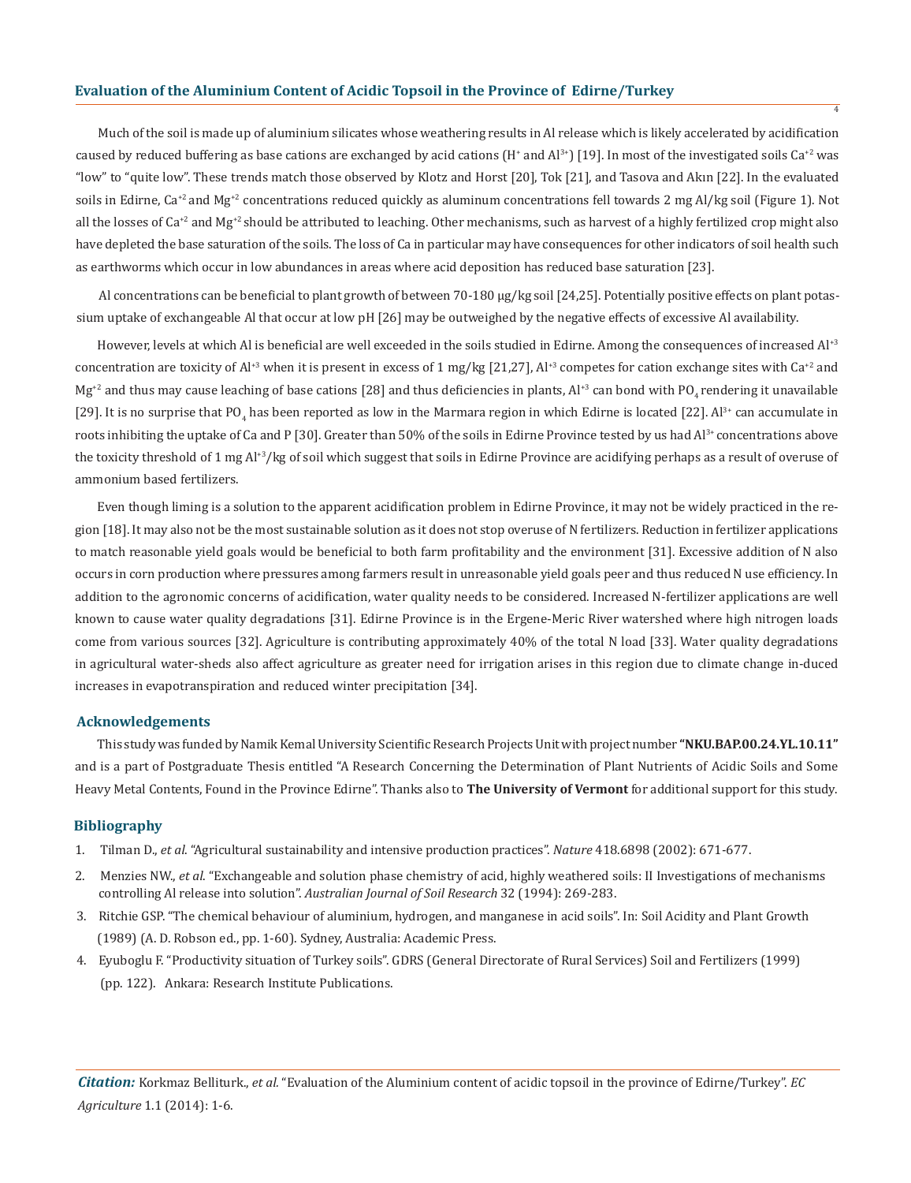Much of the soil is made up of aluminium silicates whose weathering results in Al release which is likely accelerated by acidification caused by reduced buffering as base cations are exchanged by acid cations ($H^+$ and $Al^{3+}$) [19]. In most of the investigated soils $Ca^{+2}$ was "low" to "quite low". These trends match those observed by Klotz and Horst [20], Tok [21], and Tasova and Akın [22]. In the evaluated soils in Edirne, $Ca^{+2}$ and $Mg^{+2}$ concentrations reduced quickly as aluminum concentrations fell towards 2 mg Al/kg soil (Figure 1). Not all the losses of $Ca^{+2}$ and $Mg^{+2}$ should be attributed to leaching. Other mechanisms, such as harvest of a highly fertilized crop might also have depleted the base saturation of the soils. The loss of Ca in particular may have consequences for other indicators of soil health such as earthworms which occur in low abundances in areas where acid deposition has reduced base saturation [23].

Al concentrations can be beneficial to plant growth of between 70-180 μg/kg soil [24,25]. Potentially positive effects on plant potassium uptake of exchangeable Al that occur at low pH [26] may be outweighed by the negative effects of excessive Al availability.

However, levels at which Al is beneficial are well exceeded in the soils studied in Edirne. Among the consequences of increased $Al^{+3}$ concentration are toxicity of $Al^{+3}$ when it is present in excess of 1 mg/kg [21,27], $Al^{+3}$ competes for cation exchange sites with $Ca^{+2}$ and $Mg^{+2}$ and thus may cause leaching of base cations [28] and thus deficiencies in plants, $Al^{+3}$ can bond with $PO_4$ rendering it unavailable [29]. It is no surprise that $PO_4$ has been reported as low in the Marmara region in which Edirne is located [22]. $Al^{3+}$ can accumulate in roots inhibiting the uptake of Ca and P [30]. Greater than 50% of the soils in Edirne Province tested by us had $Al^{3+}$ concentrations above the toxicity threshold of 1 mg $Al^{+3}$/kg of soil which suggest that soils in Edirne Province are acidifying perhaps as a result of overuse of ammonium based fertilizers.

Even though liming is a solution to the apparent acidification problem in Edirne Province, it may not be widely practiced in the region [18]. It may also not be the most sustainable solution as it does not stop overuse of N fertilizers. Reduction in fertilizer applications to match reasonable yield goals would be beneficial to both farm profitability and the environment [31]. Excessive addition of N also occurs in corn production where pressures among farmers result in unreasonable yield goals peer and thus reduced N use efficiency. In addition to the agronomic concerns of acidification, water quality needs to be considered. Increased N-fertilizer applications are well known to cause water quality degradations [31]. Edirne Province is in the Ergene-Meric River watershed where high nitrogen loads come from various sources [32]. Agriculture is contributing approximately 40% of the total N load [33]. Water quality degradations in agricultural water-sheds also affect agriculture as greater need for irrigation arises in this region due to climate change in-duced increases in evapotranspiration and reduced winter precipitation [34].

## Acknowledgements

This study was funded by Namik Kemal University Scientific Research Projects Unit with project number **"NKU.BAP.00.24.YL.10.11"** and is a part of Postgraduate Thesis entitled "A Research Concerning the Determination of Plant Nutrients of Acidic Soils and Some Heavy Metal Contents, Found in the Province Edirne". Thanks also to **The University of Vermont** for additional support for this study.

## Bibliography

1. Tilman D., *et al*. "Agricultural sustainability and intensive production practices". *Nature* 418.6898 (2002): 671-677.
2. Menzies NW., *et al*. "Exchangeable and solution phase chemistry of acid, highly weathered soils: II Investigations of mechanisms controlling Al release into solution". *Australian Journal of Soil Research* 32 (1994): 269-283.
3. Ritchie GSP. "The chemical behaviour of aluminium, hydrogen, and manganese in acid soils". In: Soil Acidity and Plant Growth (1989) (A. D. Robson ed., pp. 1-60). Sydney, Australia: Academic Press.
4. Eyuboglu F. "Productivity situation of Turkey soils". GDRS (General Directorate of Rural Services) Soil and Fertilizers (1999) (pp. 122). Ankara: Research Institute Publications.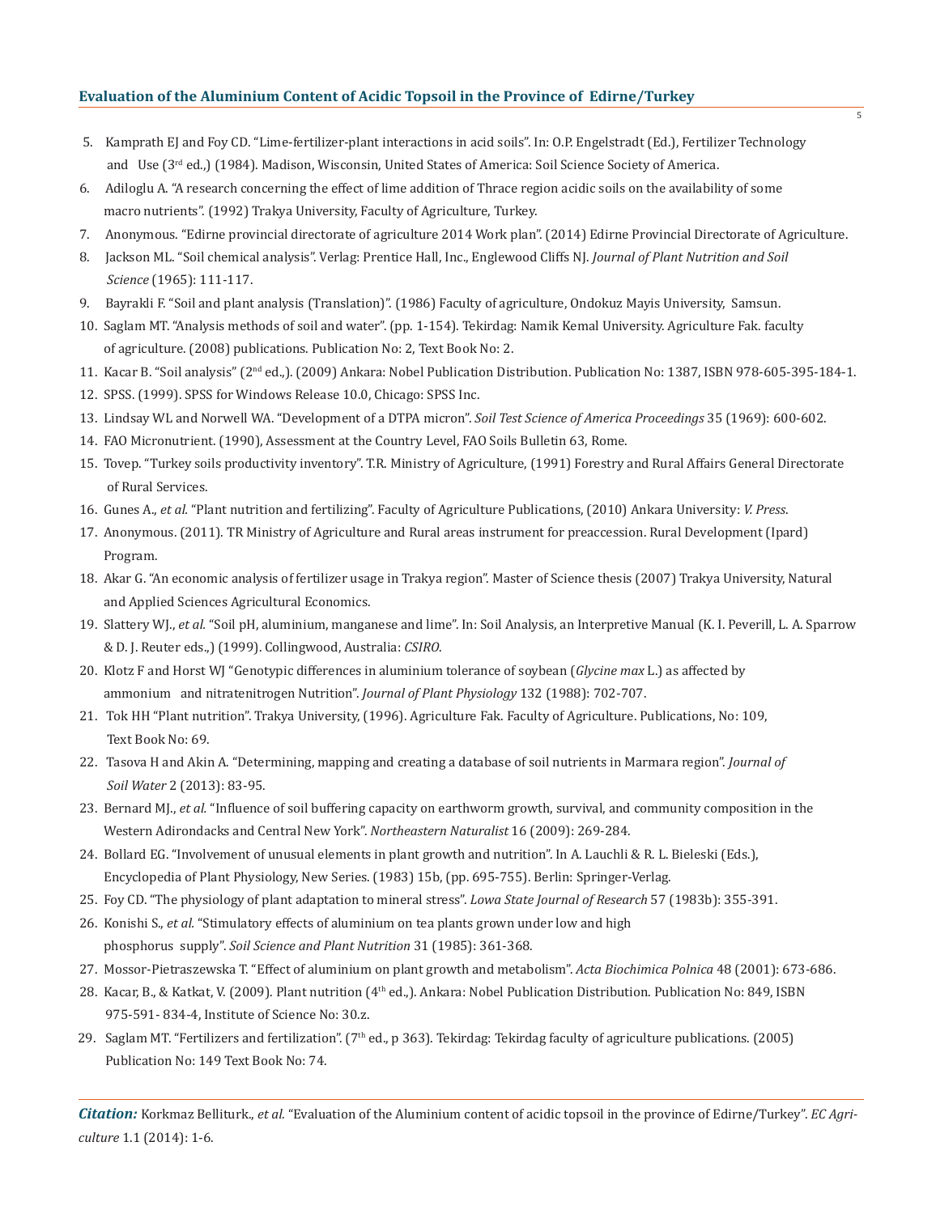5. Kamprath EJ and Foy CD. "Lime-fertilizer-plant interactions in acid soils". In: O.P. Engelstradt (Ed.), Fertilizer Technology and Use (3rd ed.,) (1984). Madison, Wisconsin, United States of America: Soil Science Society of America.
6. Adiloglu A. "A research concerning the effect of lime addition of Thrace region acidic soils on the availability of some macro nutrients". (1992) Trakya University, Faculty of Agriculture, Turkey.
7. Anonymous. "Edirne provincial directorate of agriculture 2014 Work plan". (2014) Edirne Provincial Directorate of Agriculture.
8. Jackson ML. "Soil chemical analysis". Verlag: Prentice Hall, Inc., Englewood Cliffs NJ. *Journal of Plant Nutrition and Soil Science* (1965): 111-117.
9. Bayrakli F. "Soil and plant analysis (Translation)". (1986) Faculty of agriculture, Ondokuz Mayis University, Samsun.
10. Saglam MT. "Analysis methods of soil and water". (pp. 1-154). Tekirdag: Namik Kemal University. Agriculture Fak. faculty of agriculture. (2008) publications. Publication No: 2, Text Book No: 2.
11. Kacar B. "Soil analysis" (2nd ed.,). (2009) Ankara: Nobel Publication Distribution. Publication No: 1387, ISBN 978-605-395-184-1.
12. SPSS. (1999). SPSS for Windows Release 10.0, Chicago: SPSS Inc.
13. Lindsay WL and Norwell WA. "Development of a DTPA micron". *Soil Test Science of America Proceedings* 35 (1969): 600-602.
14. FAO Micronutrient. (1990), Assessment at the Country Level, FAO Soils Bulletin 63, Rome.
15. Tovep. "Turkey soils productivity inventory". T.R. Ministry of Agriculture, (1991) Forestry and Rural Affairs General Directorate of Rural Services.
16. Gunes A., *et al.* "Plant nutrition and fertilizing". Faculty of Agriculture Publications, (2010) Ankara University: *V. Press*.
17. Anonymous. (2011). TR Ministry of Agriculture and Rural areas instrument for preaccession. Rural Development (Ipard) Program.
18. Akar G. "An economic analysis of fertilizer usage in Trakya region". Master of Science thesis (2007) Trakya University, Natural and Applied Sciences Agricultural Economics.
19. Slattery WJ., *et al.* "Soil pH, aluminium, manganese and lime". In: Soil Analysis, an Interpretive Manual (K. I. Peverill, L. A. Sparrow & D. J. Reuter eds.,) (1999). Collingwood, Australia: *CSIRO*.
20. Klotz F and Horst WJ "Genotypic differences in aluminium tolerance of soybean (*Glycine max* L.) as affected by ammonium and nitratenitrogen Nutrition". *Journal of Plant Physiology* 132 (1988): 702-707.
21. Tok HH "Plant nutrition". Trakya University, (1996). Agriculture Fak. Faculty of Agriculture. Publications, No: 109, Text Book No: 69.
22. Tasova H and Akin A. "Determining, mapping and creating a database of soil nutrients in Marmara region". *Journal of Soil Water* 2 (2013): 83-95.
23. Bernard MJ., *et al.* "Influence of soil buffering capacity on earthworm growth, survival, and community composition in the Western Adirondacks and Central New York". *Northeastern Naturalist* 16 (2009): 269-284.
24. Bollard EG. "Involvement of unusual elements in plant growth and nutrition". In A. Lauchli & R. L. Bieleski (Eds.), Encyclopedia of Plant Physiology, New Series. (1983) 15b, (pp. 695-755). Berlin: Springer-Verlag.
25. Foy CD. "The physiology of plant adaptation to mineral stress". *Lowa State Journal of Research* 57 (1983b): 355-391.
26. Konishi S., *et al.* "Stimulatory effects of aluminium on tea plants grown under low and high phosphorus supply". *Soil Science and Plant Nutrition* 31 (1985): 361-368.
27. Mossor-Pietraszewska T. "Effect of aluminium on plant growth and metabolism". *Acta Biochimica Polnica* 48 (2001): 673-686.
28. Kacar, B., & Katkat, V. (2009). Plant nutrition (4th ed.,). Ankara: Nobel Publication Distribution. Publication No: 849, ISBN 975-591- 834-4, Institute of Science No: 30.z.
29. Saglam MT. "Fertilizers and fertilization". (7th ed., p 363). Tekirdag: Tekirdag faculty of agriculture publications. (2005) Publication No: 149 Text Book No: 74.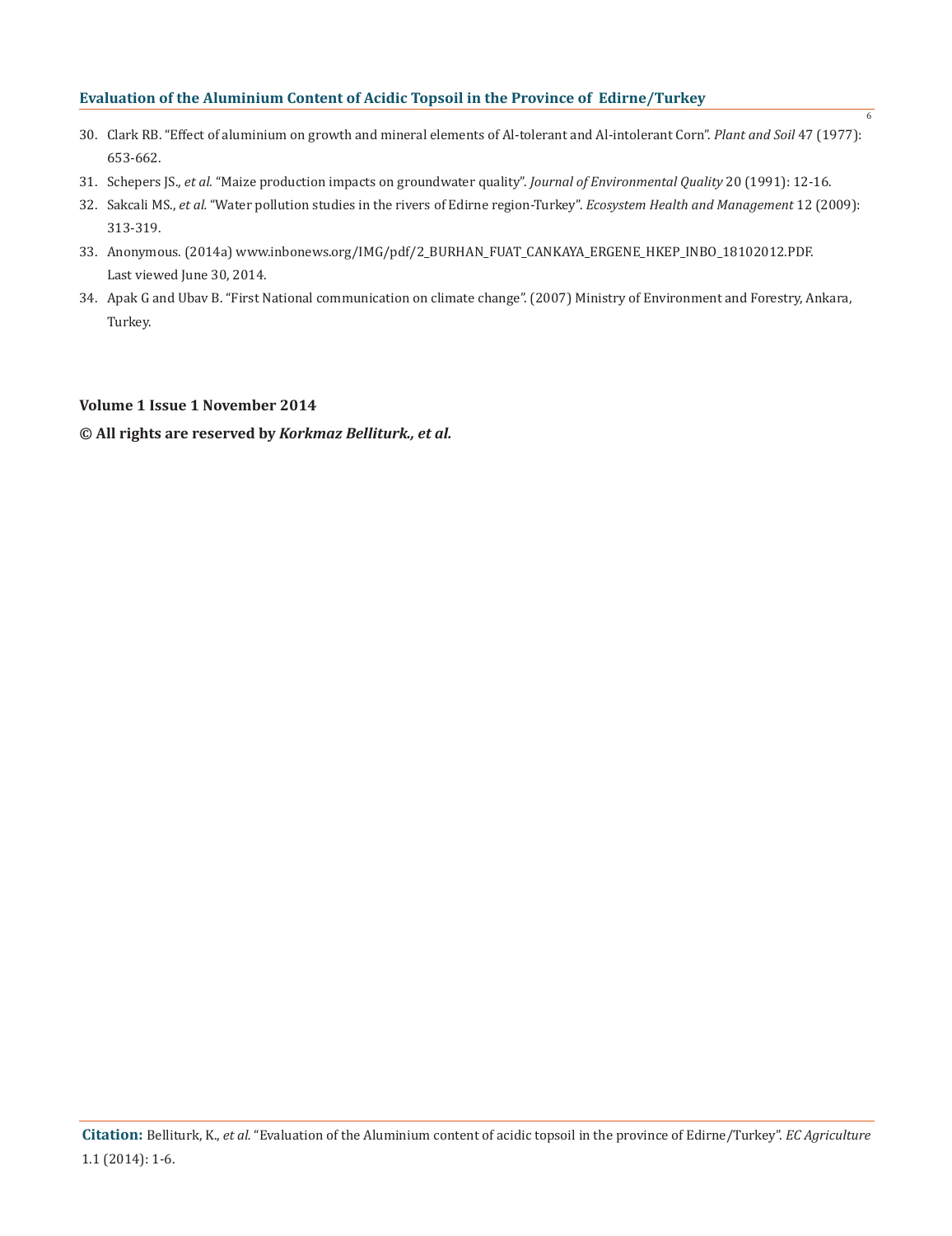30. Clark RB. “Effect of aluminium on growth and mineral elements of Al-tolerant and Al-intolerant Corn”. *Plant and Soil* 47 (1977): 653-662.
31. Schepers JS., *et al.* “Maize production impacts on groundwater quality”. *Journal of Environmental Quality* 20 (1991): 12-16.
32. Sakcali MS., *et al.* “Water pollution studies in the rivers of Edirne region-Turkey”. *Ecosystem Health and Management* 12 (2009): 313-319.
33. Anonymous. (2014a) www.inbonews.org/IMG/pdf/2_BURHAN_FUAT_CANKAYA_ERGENE_HKEP_INBO_18102012.PDF. Last viewed June 30, 2014.
34. Apak G and Ubav B. “First National communication on climate change”. (2007) Ministry of Environment and Forestry, Ankara, Turkey.

**Volume 1 Issue 1 November 2014**

**© All rights are reserved by *Korkmaz Belliturk., et al.***

**Citation:** Belliturk, K., *et al.* “Evaluation of the Aluminium content of acidic topsoil in the province of Edirne/Turkey”. *EC Agriculture* 1.1 (2014): 1-6.